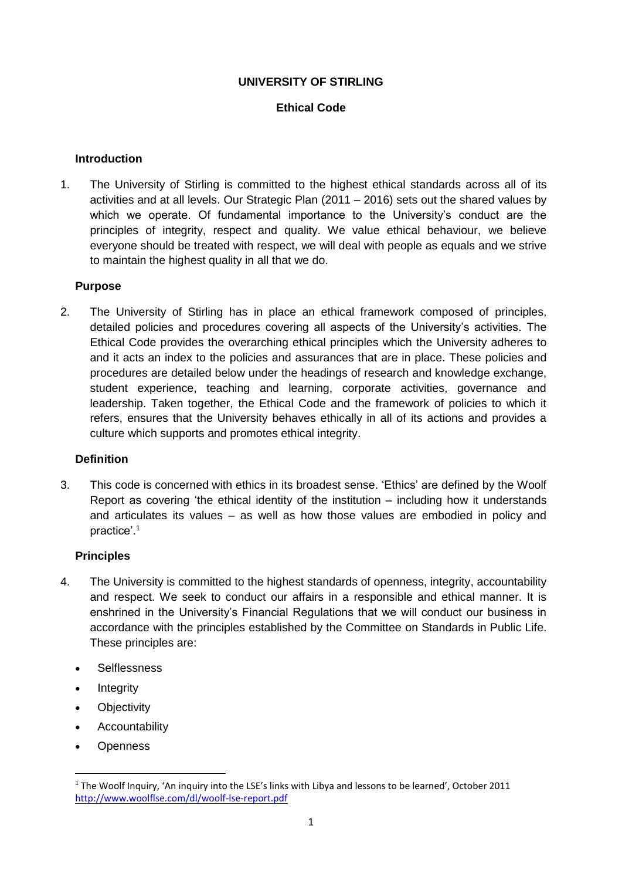# UNIVERSITY OF STIRLING

## Ethical Code

### Introduction

1. The University of Stirling is committed to the highest ethical standards across all of its activities and at all levels. Our Strategic Plan (2011 – 2016) sets out the shared values by which we operate. Of fundamental importance to the University's conduct are the principles of integrity, respect and quality. We value ethical behaviour, we believe everyone should be treated with respect, we will deal with people as equals and we strive to maintain the highest quality in all that we do.

### Purpose

2. The University of Stirling has in place an ethical framework composed of principles, detailed policies and procedures covering all aspects of the University's activities. The Ethical Code provides the overarching ethical principles which the University adheres to and it acts an index to the policies and assurances that are in place. These policies and procedures are detailed below under the headings of research and knowledge exchange, student experience, teaching and learning, corporate activities, governance and leadership. Taken together, the Ethical Code and the framework of policies to which it refers, ensures that the University behaves ethically in all of its actions and provides a culture which supports and promotes ethical integrity.

### Definition

3. This code is concerned with ethics in its broadest sense. 'Ethics' are defined by the Woolf Report as covering 'the ethical identity of the institution – including how it understands and articulates its values – as well as how those values are embodied in policy and practice'.[1]

### Principles

4. The University is committed to the highest standards of openness, integrity, accountability and respect. We seek to conduct our affairs in a responsible and ethical manner. It is enshrined in the University's Financial Regulations that we will conduct our business in accordance with the principles established by the Committee on Standards in Public Life. These principles are:

   - Selflessness
   - Integrity
   - Objectivity
   - Accountability
   - Openness

---

[1] The Woolf Inquiry, 'An inquiry into the LSE's links with Libya and lessons to be learned', October 2011 http://www.woolflse.com/dl/woolf-lse-report.pdf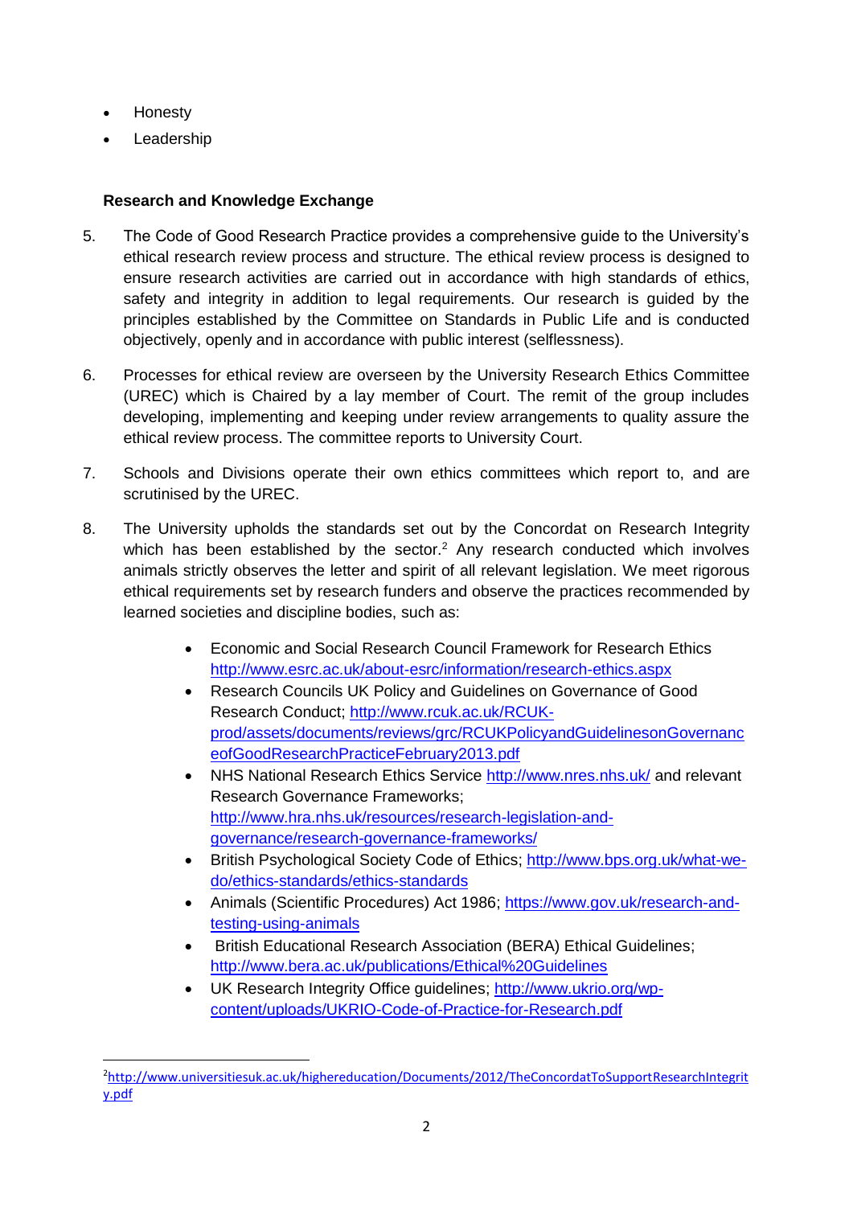- Honesty
- Leadership

**Research and Knowledge Exchange**

5. The Code of Good Research Practice provides a comprehensive guide to the University's ethical research review process and structure. The ethical review process is designed to ensure research activities are carried out in accordance with high standards of ethics, safety and integrity in addition to legal requirements. Our research is guided by the principles established by the Committee on Standards in Public Life and is conducted objectively, openly and in accordance with public interest (selflessness).

6. Processes for ethical review are overseen by the University Research Ethics Committee (UREC) which is Chaired by a lay member of Court. The remit of the group includes developing, implementing and keeping under review arrangements to quality assure the ethical review process. The committee reports to University Court.

7. Schools and Divisions operate their own ethics committees which report to, and are scrutinised by the UREC.

8. The University upholds the standards set out by the Concordat on Research Integrity which has been established by the sector.[2] Any research conducted which involves animals strictly observes the letter and spirit of all relevant legislation. We meet rigorous ethical requirements set by research funders and observe the practices recommended by learned societies and discipline bodies, such as:

   - Economic and Social Research Council Framework for Research Ethics http://www.esrc.ac.uk/about-esrc/information/research-ethics.aspx
   - Research Councils UK Policy and Guidelines on Governance of Good Research Conduct; http://www.rcuk.ac.uk/RCUK-prod/assets/documents/reviews/grc/RCUKPolicyandGuidelinesonGovernanceofGoodResearchPracticeFebruary2013.pdf
   - NHS National Research Ethics Service http://www.nres.nhs.uk/ and relevant Research Governance Frameworks; http://www.hra.nhs.uk/resources/research-legislation-and-governance/research-governance-frameworks/
   - British Psychological Society Code of Ethics; http://www.bps.org.uk/what-we-do/ethics-standards/ethics-standards
   - Animals (Scientific Procedures) Act 1986; https://www.gov.uk/research-and-testing-using-animals
   - British Educational Research Association (BERA) Ethical Guidelines; http://www.bera.ac.uk/publications/Ethical%20Guidelines
   - UK Research Integrity Office guidelines; http://www.ukrio.org/wp-content/uploads/UKRIO-Code-of-Practice-for-Research.pdf

---

[2] http://www.universitiesuk.ac.uk/highereducation/Documents/2012/TheConcordatToSupportResearchIntegrity.pdf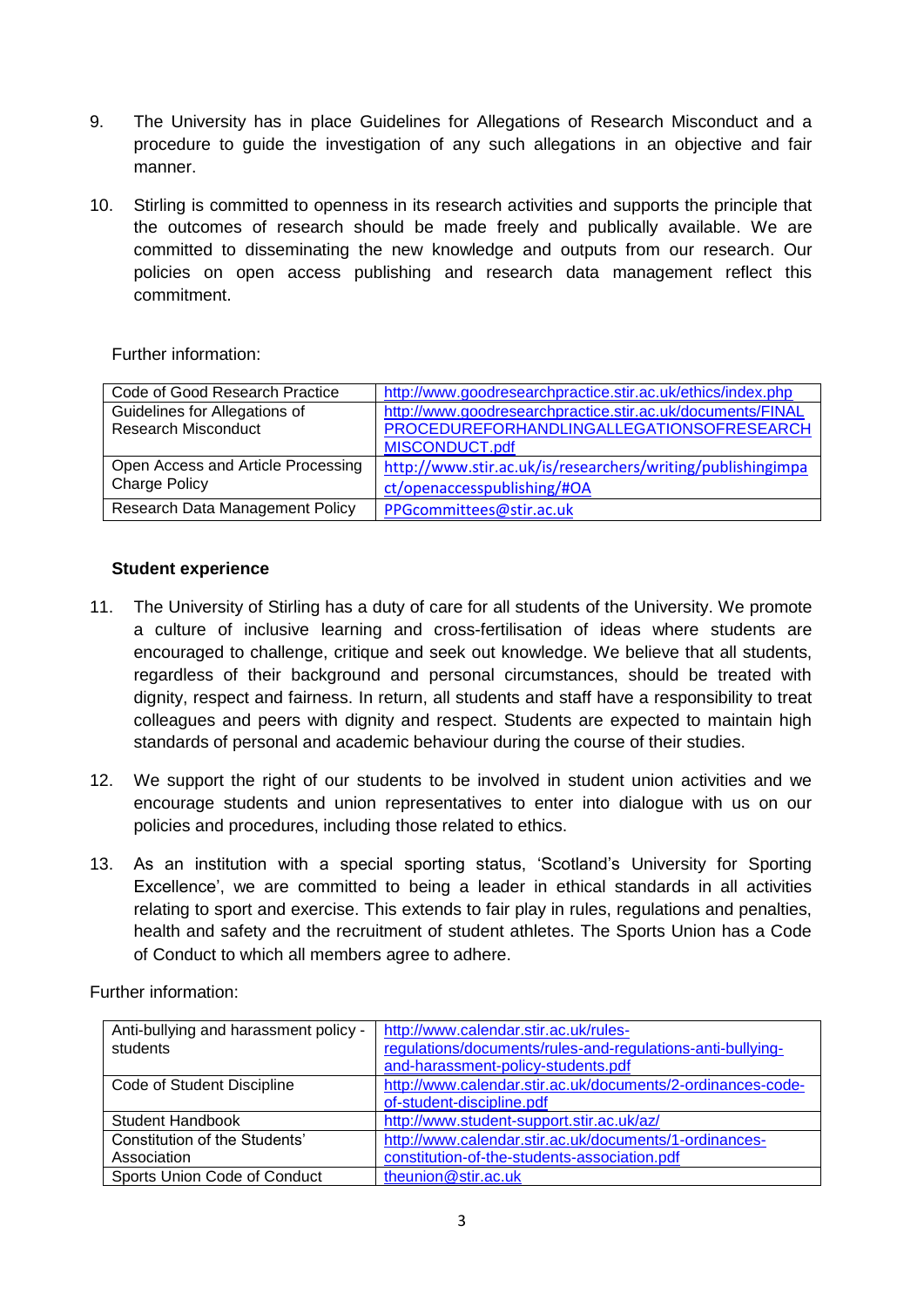9. The University has in place Guidelines for Allegations of Research Misconduct and a procedure to guide the investigation of any such allegations in an objective and fair manner.

10. Stirling is committed to openness in its research activities and supports the principle that the outcomes of research should be made freely and publically available. We are committed to disseminating the new knowledge and outputs from our research. Our policies on open access publishing and research data management reflect this commitment.

Further information:

| | |
|---|---|
| Code of Good Research Practice | http://www.goodresearchpractice.stir.ac.uk/ethics/index.php |
| Guidelines for Allegations of Research Misconduct | http://www.goodresearchpractice.stir.ac.uk/documents/FINALPROCEDUREFORHANDLINGALLEGATIONSOFRESEARCHMISCONDUCT.pdf |
| Open Access and Article Processing Charge Policy | http://www.stir.ac.uk/is/researchers/writing/publishingimpact/openaccesspublishing/#OA |
| Research Data Management Policy | PPGcommittees@stir.ac.uk |

**Student experience**

11. The University of Stirling has a duty of care for all students of the University. We promote a culture of inclusive learning and cross-fertilisation of ideas where students are encouraged to challenge, critique and seek out knowledge. We believe that all students, regardless of their background and personal circumstances, should be treated with dignity, respect and fairness. In return, all students and staff have a responsibility to treat colleagues and peers with dignity and respect. Students are expected to maintain high standards of personal and academic behaviour during the course of their studies.

12. We support the right of our students to be involved in student union activities and we encourage students and union representatives to enter into dialogue with us on our policies and procedures, including those related to ethics.

13. As an institution with a special sporting status, 'Scotland's University for Sporting Excellence', we are committed to being a leader in ethical standards in all activities relating to sport and exercise. This extends to fair play in rules, regulations and penalties, health and safety and the recruitment of student athletes. The Sports Union has a Code of Conduct to which all members agree to adhere.

Further information:

| | |
|---|---|
| Anti-bullying and harassment policy - students | http://www.calendar.stir.ac.uk/rules-regulations/documents/rules-and-regulations-anti-bullying-and-harassment-policy-students.pdf |
| Code of Student Discipline | http://www.calendar.stir.ac.uk/documents/2-ordinances-code-of-student-discipline.pdf |
| Student Handbook | http://www.student-support.stir.ac.uk/az/ |
| Constitution of the Students' Association | http://www.calendar.stir.ac.uk/documents/1-ordinances-constitution-of-the-students-association.pdf |
| Sports Union Code of Conduct | theunion@stir.ac.uk |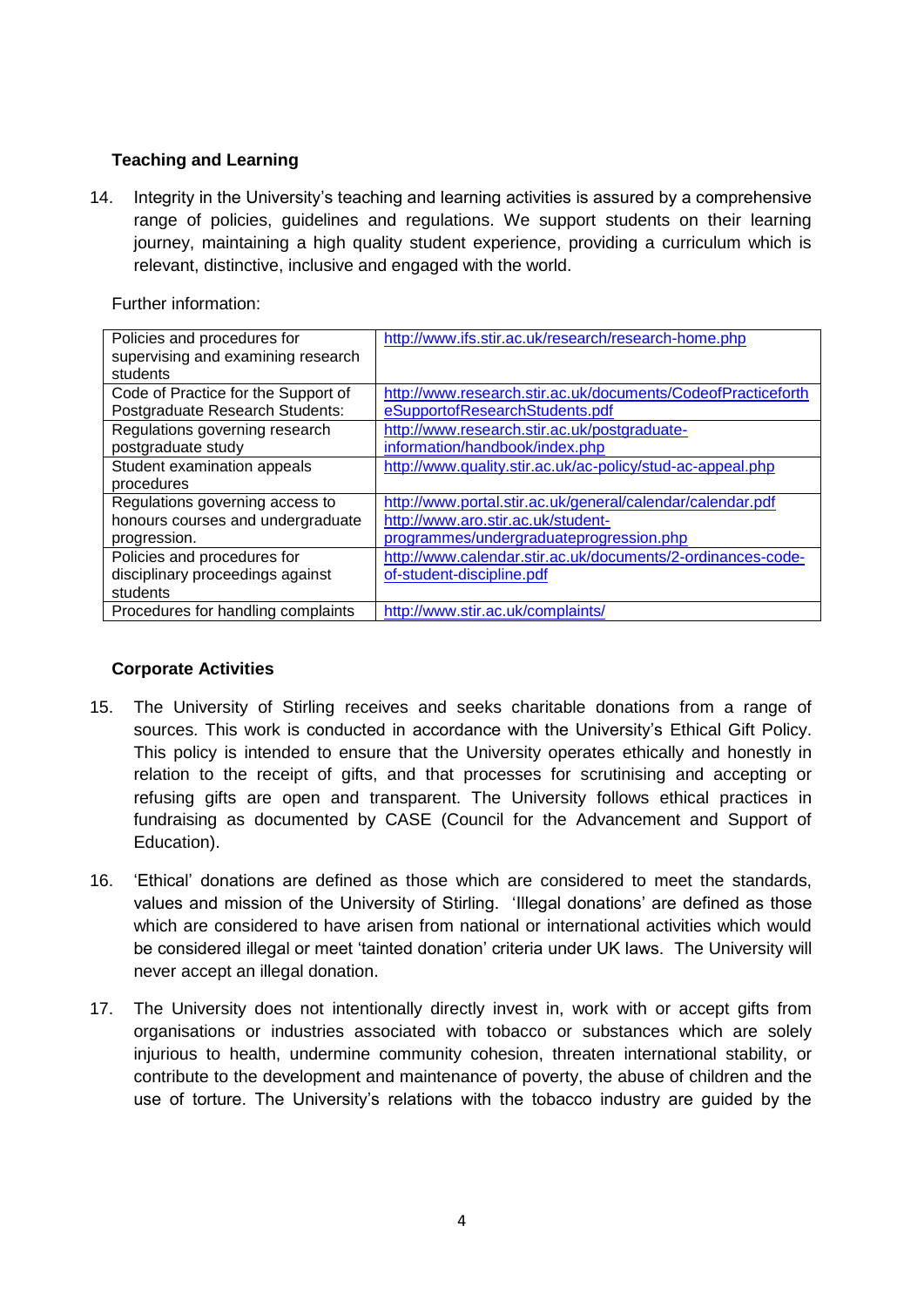**Teaching and Learning**

14. Integrity in the University's teaching and learning activities is assured by a comprehensive range of policies, guidelines and regulations. We support students on their learning journey, maintaining a high quality student experience, providing a curriculum which is relevant, distinctive, inclusive and engaged with the world.

Further information:

| | |
|---|---|
| Policies and procedures for supervising and examining research students | http://www.ifs.stir.ac.uk/research/research-home.php |
| Code of Practice for the Support of Postgraduate Research Students: | http://www.research.stir.ac.uk/documents/CodeofPracticefortheSupportofResearchStudents.pdf |
| Regulations governing research postgraduate study | http://www.research.stir.ac.uk/postgraduate-information/handbook/index.php |
| Student examination appeals procedures | http://www.quality.stir.ac.uk/ac-policy/stud-ac-appeal.php |
| Regulations governing access to honours courses and undergraduate progression. | http://www.portal.stir.ac.uk/general/calendar/calendar.pdf http://www.aro.stir.ac.uk/student-programmes/undergraduateprogression.php |
| Policies and procedures for disciplinary proceedings against students | http://www.calendar.stir.ac.uk/documents/2-ordinances-code-of-student-discipline.pdf |
| Procedures for handling complaints | http://www.stir.ac.uk/complaints/ |

**Corporate Activities**

15. The University of Stirling receives and seeks charitable donations from a range of sources. This work is conducted in accordance with the University's Ethical Gift Policy. This policy is intended to ensure that the University operates ethically and honestly in relation to the receipt of gifts, and that processes for scrutinising and accepting or refusing gifts are open and transparent. The University follows ethical practices in fundraising as documented by CASE (Council for the Advancement and Support of Education).

16. 'Ethical' donations are defined as those which are considered to meet the standards, values and mission of the University of Stirling. 'Illegal donations' are defined as those which are considered to have arisen from national or international activities which would be considered illegal or meet 'tainted donation' criteria under UK laws. The University will never accept an illegal donation.

17. The University does not intentionally directly invest in, work with or accept gifts from organisations or industries associated with tobacco or substances which are solely injurious to health, undermine community cohesion, threaten international stability, or contribute to the development and maintenance of poverty, the abuse of children and the use of torture. The University's relations with the tobacco industry are guided by the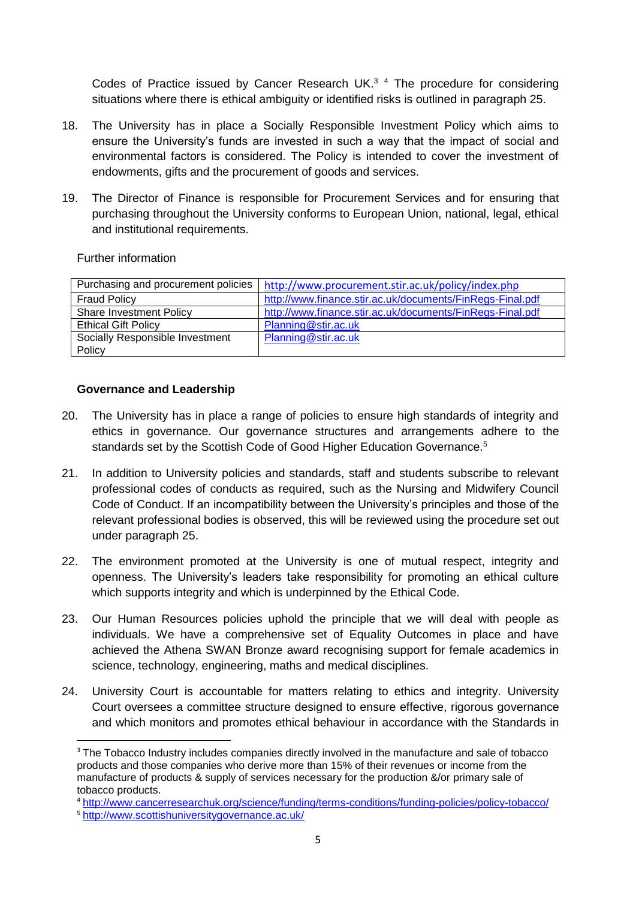Codes of Practice issued by Cancer Research UK.[3] [4] The procedure for considering situations where there is ethical ambiguity or identified risks is outlined in paragraph 25.

18. The University has in place a Socially Responsible Investment Policy which aims to ensure the University's funds are invested in such a way that the impact of social and environmental factors is considered. The Policy is intended to cover the investment of endowments, gifts and the procurement of goods and services.

19. The Director of Finance is responsible for Procurement Services and for ensuring that purchasing throughout the University conforms to European Union, national, legal, ethical and institutional requirements.

Further information

| Purchasing and procurement policies | http://www.procurement.stir.ac.uk/policy/index.php |
|---|---|
| Fraud Policy | http://www.finance.stir.ac.uk/documents/FinRegs-Final.pdf |
| Share Investment Policy | http://www.finance.stir.ac.uk/documents/FinRegs-Final.pdf |
| Ethical Gift Policy | Planning@stir.ac.uk |
| Socially Responsible Investment Policy | Planning@stir.ac.uk |

**Governance and Leadership**

20. The University has in place a range of policies to ensure high standards of integrity and ethics in governance. Our governance structures and arrangements adhere to the standards set by the Scottish Code of Good Higher Education Governance.[5]

21. In addition to University policies and standards, staff and students subscribe to relevant professional codes of conducts as required, such as the Nursing and Midwifery Council Code of Conduct. If an incompatibility between the University's principles and those of the relevant professional bodies is observed, this will be reviewed using the procedure set out under paragraph 25.

22. The environment promoted at the University is one of mutual respect, integrity and openness. The University's leaders take responsibility for promoting an ethical culture which supports integrity and which is underpinned by the Ethical Code.

23. Our Human Resources policies uphold the principle that we will deal with people as individuals. We have a comprehensive set of Equality Outcomes in place and have achieved the Athena SWAN Bronze award recognising support for female academics in science, technology, engineering, maths and medical disciplines.

24. University Court is accountable for matters relating to ethics and integrity. University Court oversees a committee structure designed to ensure effective, rigorous governance and which monitors and promotes ethical behaviour in accordance with the Standards in

---

[3] The Tobacco Industry includes companies directly involved in the manufacture and sale of tobacco products and those companies who derive more than 15% of their revenues or income from the manufacture of products & supply of services necessary for the production &/or primary sale of tobacco products.

[4] http://www.cancerresearchuk.org/science/funding/terms-conditions/funding-policies/policy-tobacco/

[5] http://www.scottishuniversitygovernance.ac.uk/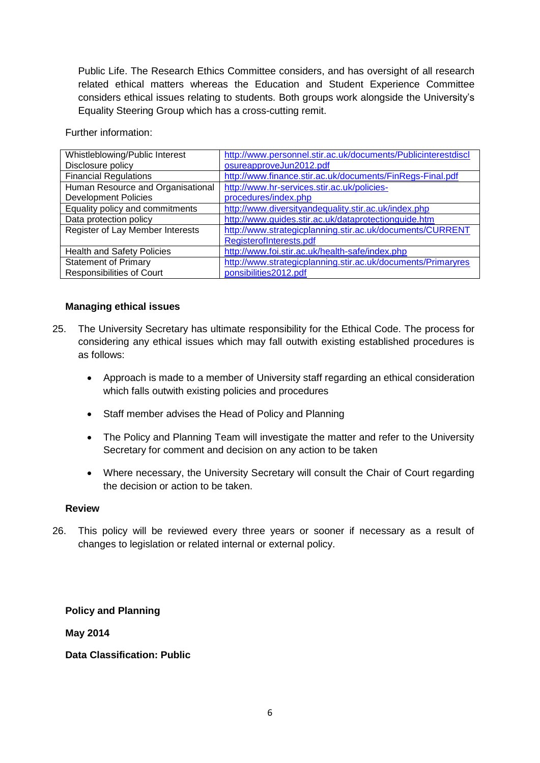Public Life. The Research Ethics Committee considers, and has oversight of all research related ethical matters whereas the Education and Student Experience Committee considers ethical issues relating to students. Both groups work alongside the University's Equality Steering Group which has a cross-cutting remit.

Further information:

| | |
|---|---|
| Whistleblowing/Public Interest Disclosure policy | http://www.personnel.stir.ac.uk/documents/PublicinterestdisclosureapproveJun2012.pdf |
| Financial Regulations | http://www.finance.stir.ac.uk/documents/FinRegs-Final.pdf |
| Human Resource and Organisational Development Policies | http://www.hr-services.stir.ac.uk/policies-procedures/index.php |
| Equality policy and commitments | http://www.diversityandequality.stir.ac.uk/index.php |
| Data protection policy | http://www.guides.stir.ac.uk/dataprotectionguide.htm |
| Register of Lay Member Interests | http://www.strategicplanning.stir.ac.uk/documents/CURRENTRegisterofInterests.pdf |
| Health and Safety Policies | http://www.foi.stir.ac.uk/health-safe/index.php |
| Statement of Primary Responsibilities of Court | http://www.strategicplanning.stir.ac.uk/documents/Primaryresponsibilities2012.pdf |

**Managing ethical issues**

25. The University Secretary has ultimate responsibility for the Ethical Code. The process for considering any ethical issues which may fall outwith existing established procedures is as follows:

    - Approach is made to a member of University staff regarding an ethical consideration which falls outwith existing policies and procedures
    - Staff member advises the Head of Policy and Planning
    - The Policy and Planning Team will investigate the matter and refer to the University Secretary for comment and decision on any action to be taken
    - Where necessary, the University Secretary will consult the Chair of Court regarding the decision or action to be taken.

**Review**

26. This policy will be reviewed every three years or sooner if necessary as a result of changes to legislation or related internal or external policy.

**Policy and Planning**

**May 2014**

**Data Classification: Public**